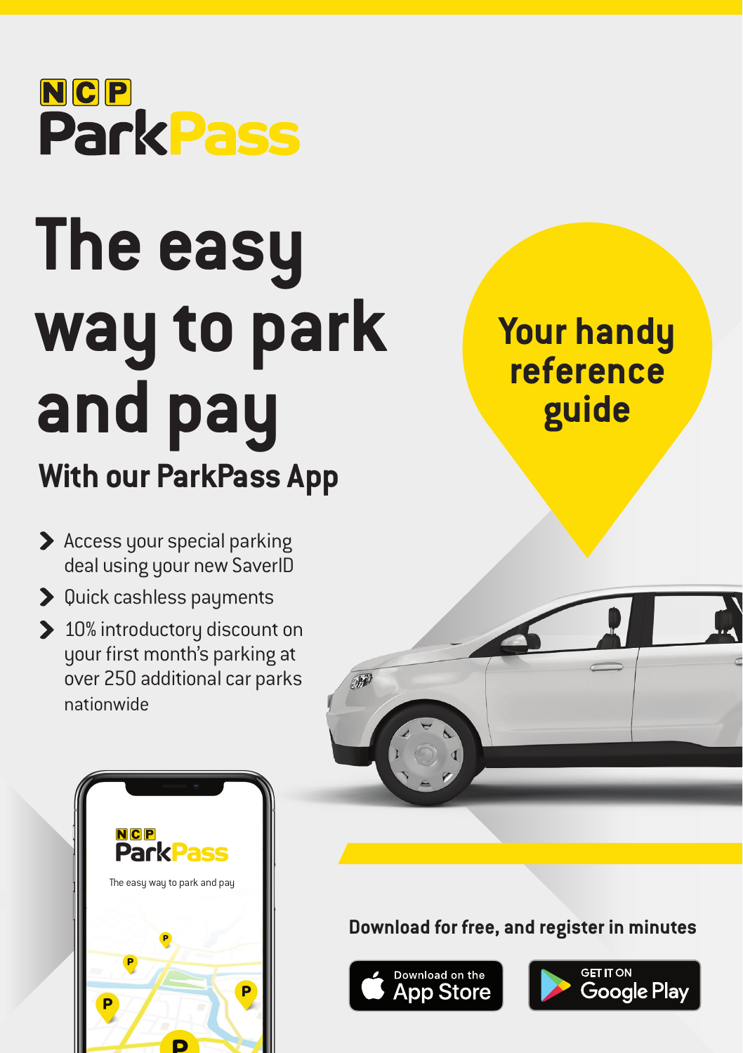NCP

# ParkPass

# The easy way to park and pay

## With our ParkPass App

**Your handy reference guide**

- Access your special parking deal using your new SaverID
- Quick cashless payments
- 10% introductory discount on your first month's parking at over 250 additional car parks nationwide

**Download for free, and register in minutes**

Download on the App Store

GET IT ON Google Play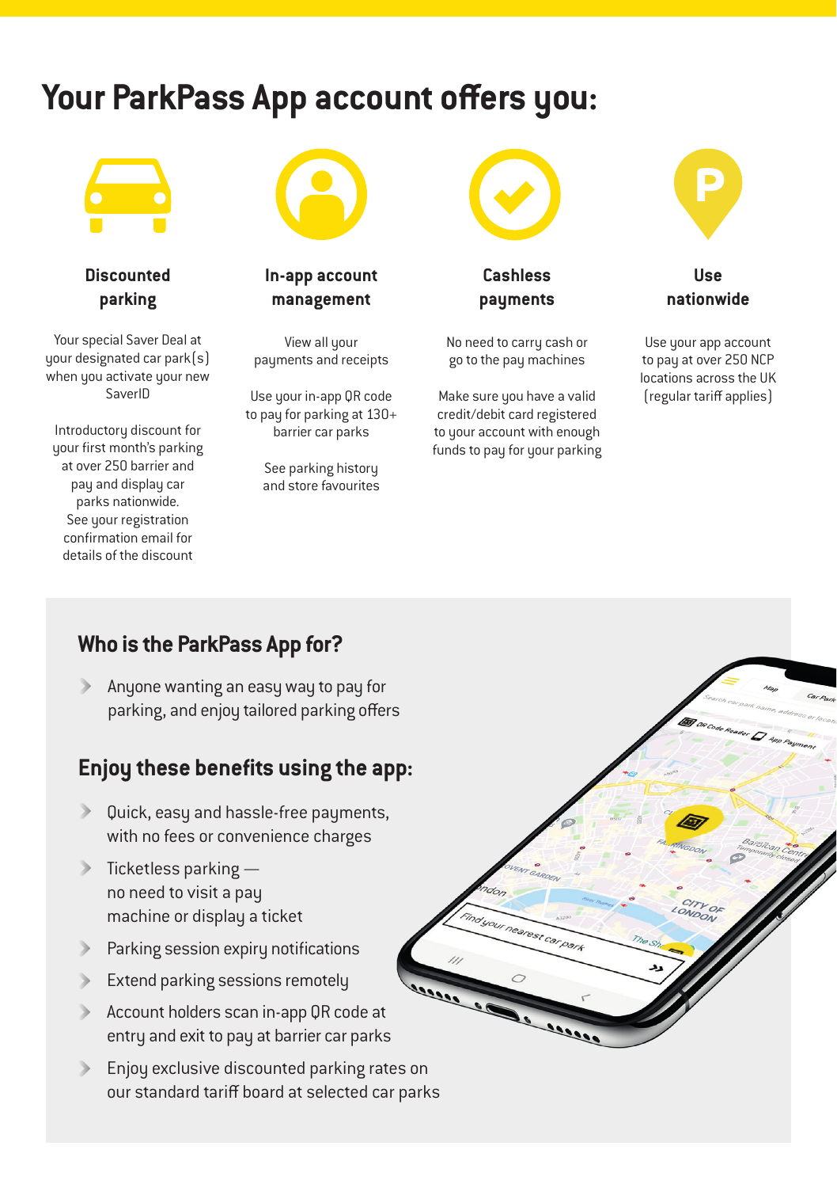# Your ParkPass App account offers you:

### Discounted parking

Your special Saver Deal at your designated car park(s) when you activate your new SaverID

Introductory discount for your first month's parking at over 250 barrier and pay and display car parks nationwide. See your registration confirmation email for details of the discount

### In-app account management

View all your payments and receipts

Use your in-app QR code to pay for parking at 130+ barrier car parks

See parking history and store favourites

### Cashless payments

No need to carry cash or go to the pay machines

Make sure you have a valid credit/debit card registered to your account with enough funds to pay for your parking

### Use nationwide

Use your app account to pay at over 250 NCP locations across the UK (regular tariff applies)

## Who is the ParkPass App for?

- Anyone wanting an easy way to pay for parking, and enjoy tailored parking offers

## Enjoy these benefits using the app:

- Quick, easy and hassle-free payments, with no fees or convenience charges
- Ticketless parking — no need to visit a pay machine or display a ticket
- Parking session expiry notifications
- Extend parking sessions remotely
- Account holders scan in-app QR code at entry and exit to pay at barrier car parks
- Enjoy exclusive discounted parking rates on our standard tariff board at selected car parks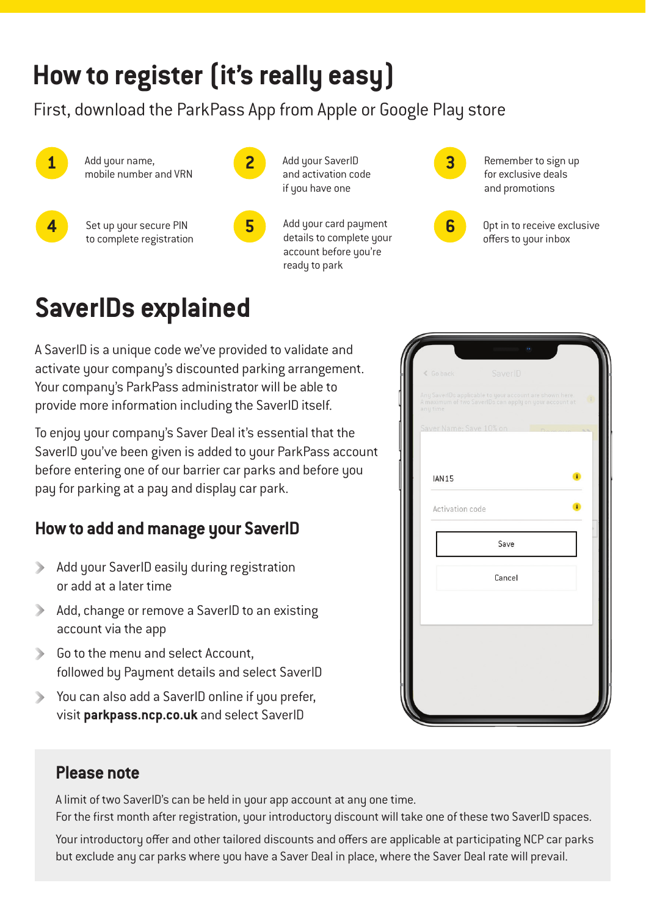# How to register (it's really easy)

First, download the ParkPass App from Apple or Google Play store

1. Add your name, mobile number and VRN
2. Add your SaverID and activation code if you have one
3. Remember to sign up for exclusive deals and promotions
4. Set up your secure PIN to complete registration
5. Add your card payment details to complete your account before you're ready to park
6. Opt in to receive exclusive offers to your inbox

# SaverIDs explained

A SaverID is a unique code we've provided to validate and activate your company's discounted parking arrangement. Your company's ParkPass administrator will be able to provide more information including the SaverID itself.

To enjoy your company's Saver Deal it's essential that the SaverID you've been given is added to your ParkPass account before entering one of our barrier car parks and before you pay for parking at a pay and display car park.

## How to add and manage your SaverID

- Add your SaverID easily during registration or add at a later time
- Add, change or remove a SaverID to an existing account via the app
- Go to the menu and select Account, followed by Payment details and select SaverID
- You can also add a SaverID online if you prefer, visit **parkpass.ncp.co.uk** and select SaverID

## Please note

A limit of two SaverID's can be held in your app account at any one time.
For the first month after registration, your introductory discount will take one of these two SaverID spaces.

Your introductory offer and other tailored discounts and offers are applicable at participating NCP car parks but exclude any car parks where you have a Saver Deal in place, where the Saver Deal rate will prevail.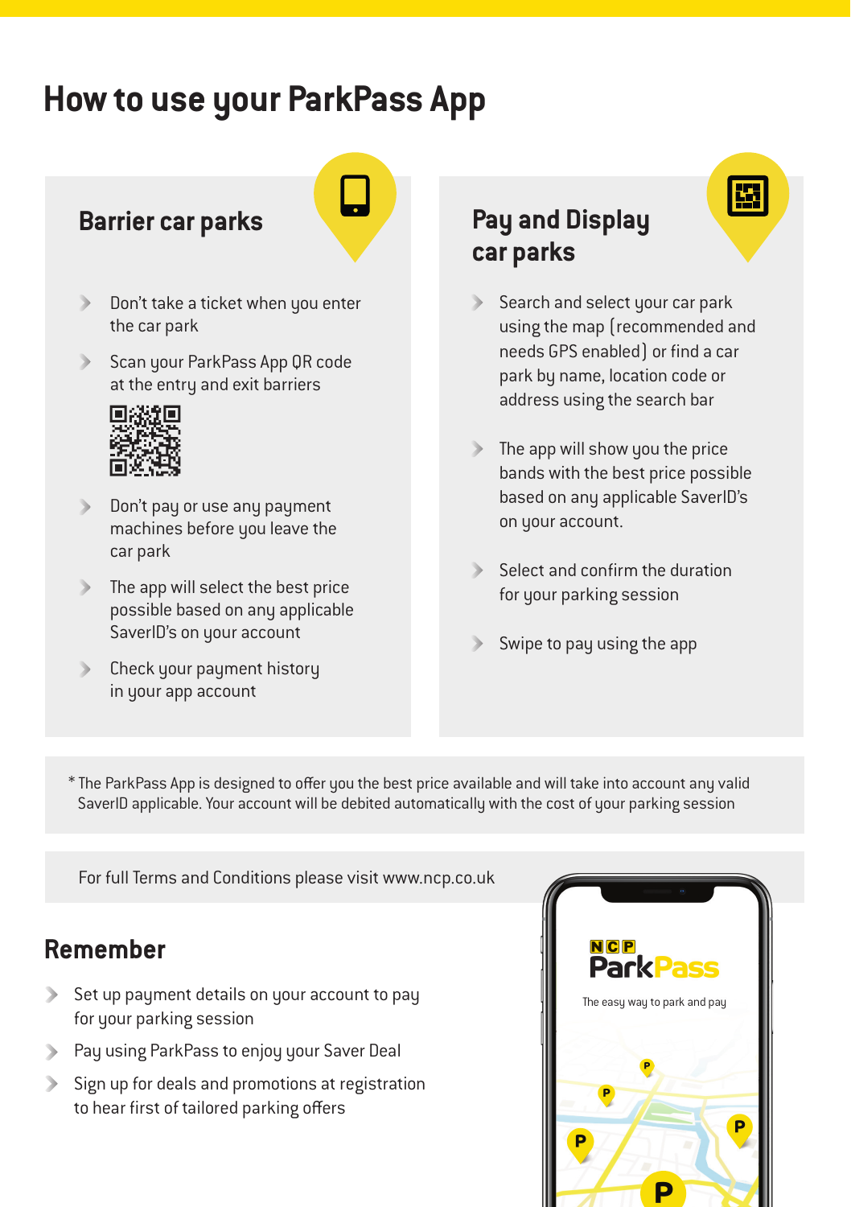# How to use your ParkPass App

## Barrier car parks

- Don't take a ticket when you enter the car park
- Scan your ParkPass App QR code at the entry and exit barriers
- Don't pay or use any payment machines before you leave the car park
- The app will select the best price possible based on any applicable SaverID's on your account
- Check your payment history in your app account

## Pay and Display car parks

- Search and select your car park using the map (recommended and needs GPS enabled) or find a car park by name, location code or address using the search bar
- The app will show you the price bands with the best price possible based on any applicable SaverID's on your account.
- Select and confirm the duration for your parking session
- Swipe to pay using the app

* The ParkPass App is designed to offer you the best price available and will take into account any valid SaverID applicable. Your account will be debited automatically with the cost of your parking session

For full Terms and Conditions please visit www.ncp.co.uk

## Remember

- Set up payment details on your account to pay for your parking session
- Pay using ParkPass to enjoy your Saver Deal
- Sign up for deals and promotions at registration to hear first of tailored parking offers

NCP ParkPass

The easy way to park and pay